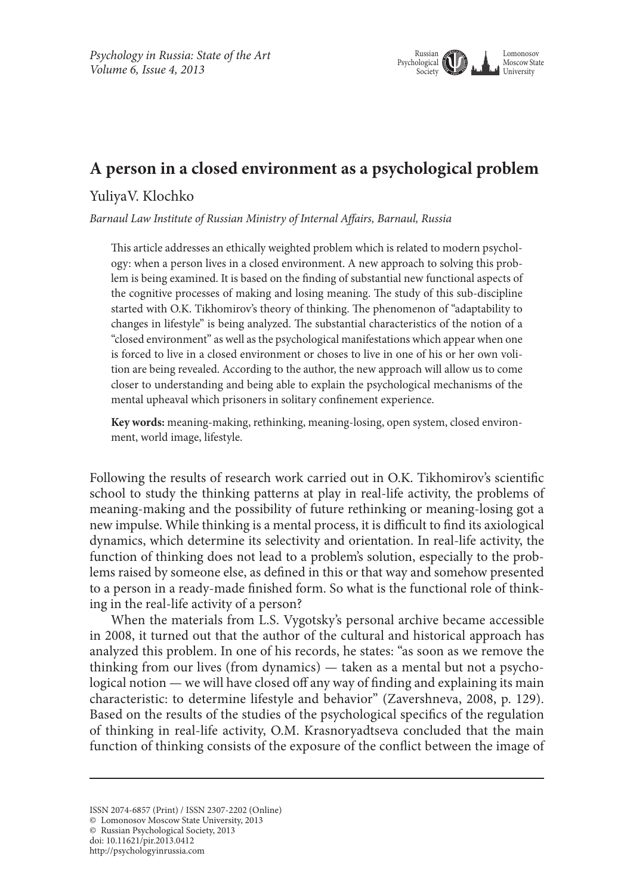# A person in a closed environment as a psychological problem

YuliyaV. Klochko

*Barnaul Law Institute of Russian Ministry of Internal Affairs, Barnaul, Russia*

This article addresses an ethically weighted problem which is related to modern psychology: when a person lives in a closed environment. A new approach to solving this problem is being examined. It is based on the finding of substantial new functional aspects of the cognitive processes of making and losing meaning. The study of this sub-discipline started with O.K. Tikhomirov's theory of thinking. The phenomenon of "adaptability to changes in lifestyle" is being analyzed. The substantial characteristics of the notion of a "closed environment" as well as the psychological manifestations which appear when one is forced to live in a closed environment or choses to live in one of his or her own volition are being revealed. According to the author, the new approach will allow us to come closer to understanding and being able to explain the psychological mechanisms of the mental upheaval which prisoners in solitary confinement experience.

**Key words:** meaning-making, rethinking, meaning-losing, open system, closed environment, world image, lifestyle.

Following the results of research work carried out in O.K. Tikhomirov's scientific school to study the thinking patterns at play in real-life activity, the problems of meaning-making and the possibility of future rethinking or meaning-losing got a new impulse. While thinking is a mental process, it is difficult to find its axiological dynamics, which determine its selectivity and orientation. In real-life activity, the function of thinking does not lead to a problem's solution, especially to the problems raised by someone else, as defined in this or that way and somehow presented to a person in a ready-made finished form. So what is the functional role of thinking in the real-life activity of a person?

When the materials from L.S. Vygotsky's personal archive became accessible in 2008, it turned out that the author of the cultural and historical approach has analyzed this problem. In one of his records, he states: "as soon as we remove the thinking from our lives (from dynamics) — taken as a mental but not a psychological notion — we will have closed off any way of finding and explaining its main characteristic: to determine lifestyle and behavior" (Zavershneva, 2008, p. 129). Based on the results of the studies of the psychological specifics of the regulation of thinking in real-life activity, O.M. Krasnoryadtseva concluded that the main function of thinking consists of the exposure of the conflict between the image of

ISSN 2074-6857 (Print) / ISSN 2307-2202 (Online)
© Lomonosov Moscow State University, 2013
© Russian Psychological Society, 2013
doi: 10.11621/pir.2013.0412
http://psychologyinrussia.com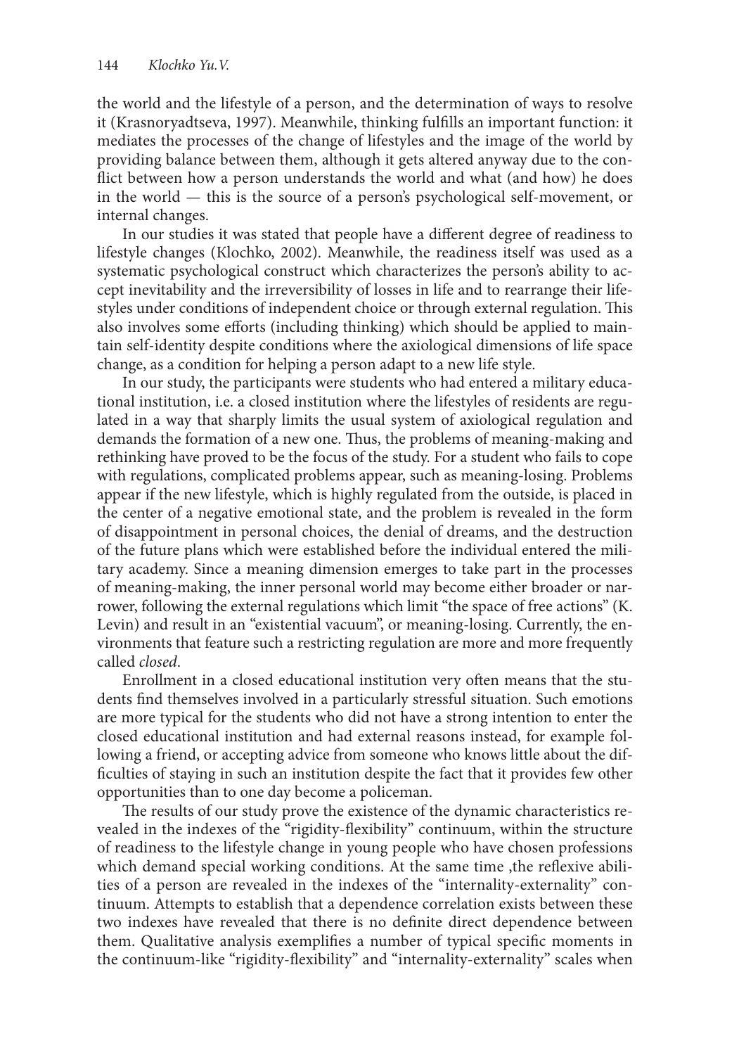the world and the lifestyle of a person, and the determination of ways to resolve it (Krasnoryadtseva, 1997). Meanwhile, thinking fulfills an important function: it mediates the processes of the change of lifestyles and the image of the world by providing balance between them, although it gets altered anyway due to the conflict between how a person understands the world and what (and how) he does in the world — this is the source of a person's psychological self-movement, or internal changes.

In our studies it was stated that people have a different degree of readiness to lifestyle changes (Klochko, 2002). Meanwhile, the readiness itself was used as a systematic psychological construct which characterizes the person's ability to accept inevitability and the irreversibility of losses in life and to rearrange their lifestyles under conditions of independent choice or through external regulation. This also involves some efforts (including thinking) which should be applied to maintain self-identity despite conditions where the axiological dimensions of life space change, as a condition for helping a person adapt to a new life style.

In our study, the participants were students who had entered a military educational institution, i.e. a closed institution where the lifestyles of residents are regulated in a way that sharply limits the usual system of axiological regulation and demands the formation of a new one. Thus, the problems of meaning-making and rethinking have proved to be the focus of the study. For a student who fails to cope with regulations, complicated problems appear, such as meaning-losing. Problems appear if the new lifestyle, which is highly regulated from the outside, is placed in the center of a negative emotional state, and the problem is revealed in the form of disappointment in personal choices, the denial of dreams, and the destruction of the future plans which were established before the individual entered the military academy. Since a meaning dimension emerges to take part in the processes of meaning-making, the inner personal world may become either broader or narrower, following the external regulations which limit "the space of free actions" (K. Levin) and result in an "existential vacuum", or meaning-losing. Currently, the environments that feature such a restricting regulation are more and more frequently called *closed*.

Enrollment in a closed educational institution very often means that the students find themselves involved in a particularly stressful situation. Such emotions are more typical for the students who did not have a strong intention to enter the closed educational institution and had external reasons instead, for example following a friend, or accepting advice from someone who knows little about the difficulties of staying in such an institution despite the fact that it provides few other opportunities than to one day become a policeman.

The results of our study prove the existence of the dynamic characteristics revealed in the indexes of the "rigidity-flexibility" continuum, within the structure of readiness to the lifestyle change in young people who have chosen professions which demand special working conditions. At the same time ,the reflexive abilities of a person are revealed in the indexes of the "internality-externality" continuum. Attempts to establish that a dependence correlation exists between these two indexes have revealed that there is no definite direct dependence between them. Qualitative analysis exemplifies a number of typical specific moments in the continuum-like "rigidity-flexibility" and "internality-externality" scales when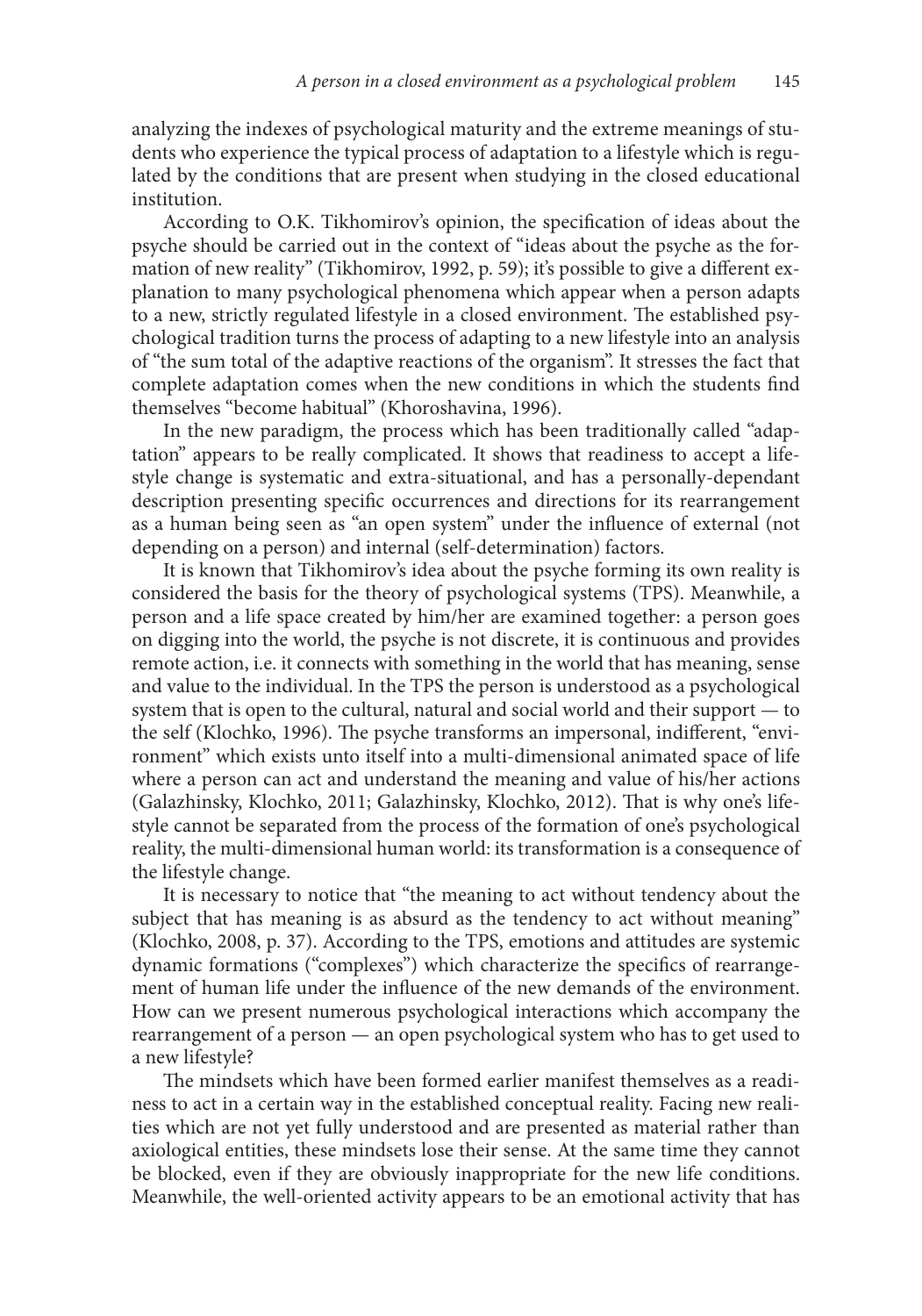analyzing the indexes of psychological maturity and the extreme meanings of students who experience the typical process of adaptation to a lifestyle which is regulated by the conditions that are present when studying in the closed educational institution.

According to O.K. Tikhomirov's opinion, the specification of ideas about the psyche should be carried out in the context of "ideas about the psyche as the formation of new reality" (Tikhomirov, 1992, p. 59); it's possible to give a different explanation to many psychological phenomena which appear when a person adapts to a new, strictly regulated lifestyle in a closed environment. The established psychological tradition turns the process of adapting to a new lifestyle into an analysis of "the sum total of the adaptive reactions of the organism". It stresses the fact that complete adaptation comes when the new conditions in which the students find themselves "become habitual" (Khoroshavina, 1996).

In the new paradigm, the process which has been traditionally called "adaptation" appears to be really complicated. It shows that readiness to accept a lifestyle change is systematic and extra-situational, and has a personally-dependant description presenting specific occurrences and directions for its rearrangement as a human being seen as "an open system" under the influence of external (not depending on a person) and internal (self-determination) factors.

It is known that Tikhomirov's idea about the psyche forming its own reality is considered the basis for the theory of psychological systems (TPS). Meanwhile, a person and a life space created by him/her are examined together: a person goes on digging into the world, the psyche is not discrete, it is continuous and provides remote action, i.e. it connects with something in the world that has meaning, sense and value to the individual. In the TPS the person is understood as a psychological system that is open to the cultural, natural and social world and their support — to the self (Klochko, 1996). The psyche transforms an impersonal, indifferent, "environment" which exists unto itself into a multi-dimensional animated space of life where a person can act and understand the meaning and value of his/her actions (Galazhinsky, Klochko, 2011; Galazhinsky, Klochko, 2012). That is why one's lifestyle cannot be separated from the process of the formation of one's psychological reality, the multi-dimensional human world: its transformation is a consequence of the lifestyle change.

It is necessary to notice that "the meaning to act without tendency about the subject that has meaning is as absurd as the tendency to act without meaning" (Klochko, 2008, p. 37). According to the TPS, emotions and attitudes are systemic dynamic formations ("complexes") which characterize the specifics of rearrangement of human life under the influence of the new demands of the environment. How can we present numerous psychological interactions which accompany the rearrangement of a person — an open psychological system who has to get used to a new lifestyle?

The mindsets which have been formed earlier manifest themselves as a readiness to act in a certain way in the established conceptual reality. Facing new realities which are not yet fully understood and are presented as material rather than axiological entities, these mindsets lose their sense. At the same time they cannot be blocked, even if they are obviously inappropriate for the new life conditions. Meanwhile, the well-oriented activity appears to be an emotional activity that has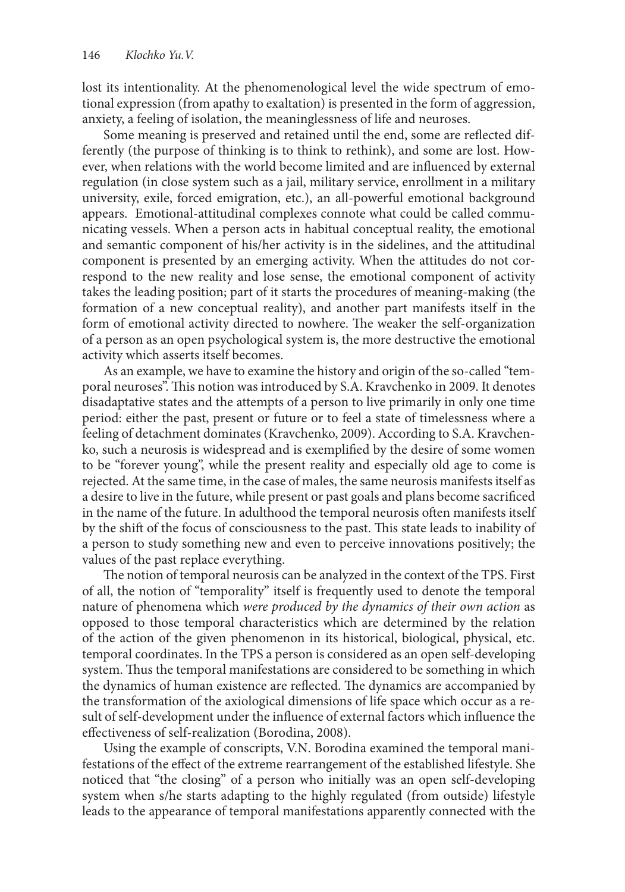lost its intentionality. At the phenomenological level the wide spectrum of emotional expression (from apathy to exaltation) is presented in the form of aggression, anxiety, a feeling of isolation, the meaninglessness of life and neuroses.

Some meaning is preserved and retained until the end, some are reflected differently (the purpose of thinking is to think to rethink), and some are lost. However, when relations with the world become limited and are influenced by external regulation (in close system such as a jail, military service, enrollment in a military university, exile, forced emigration, etc.), an all-powerful emotional background appears. Emotional-attitudinal complexes connote what could be called communicating vessels. When a person acts in habitual conceptual reality, the emotional and semantic component of his/her activity is in the sidelines, and the attitudinal component is presented by an emerging activity. When the attitudes do not correspond to the new reality and lose sense, the emotional component of activity takes the leading position; part of it starts the procedures of meaning-making (the formation of a new conceptual reality), and another part manifests itself in the form of emotional activity directed to nowhere. The weaker the self-organization of a person as an open psychological system is, the more destructive the emotional activity which asserts itself becomes.

As an example, we have to examine the history and origin of the so-called "temporal neuroses". This notion was introduced by S.A. Kravchenko in 2009. It denotes disadaptative states and the attempts of a person to live primarily in only one time period: either the past, present or future or to feel a state of timelessness where a feeling of detachment dominates (Kravchenko, 2009). According to S.A. Kravchenko, such a neurosis is widespread and is exemplified by the desire of some women to be "forever young", while the present reality and especially old age to come is rejected. At the same time, in the case of males, the same neurosis manifests itself as a desire to live in the future, while present or past goals and plans become sacrificed in the name of the future. In adulthood the temporal neurosis often manifests itself by the shift of the focus of consciousness to the past. This state leads to inability of a person to study something new and even to perceive innovations positively; the values of the past replace everything.

The notion of temporal neurosis can be analyzed in the context of the TPS. First of all, the notion of "temporality" itself is frequently used to denote the temporal nature of phenomena which *were produced by the dynamics of their own action* as opposed to those temporal characteristics which are determined by the relation of the action of the given phenomenon in its historical, biological, physical, etc. temporal coordinates. In the TPS a person is considered as an open self-developing system. Thus the temporal manifestations are considered to be something in which the dynamics of human existence are reflected. The dynamics are accompanied by the transformation of the axiological dimensions of life space which occur as a result of self-development under the influence of external factors which influence the effectiveness of self-realization (Borodina, 2008).

Using the example of conscripts, V.N. Borodina examined the temporal manifestations of the effect of the extreme rearrangement of the established lifestyle. She noticed that "the closing" of a person who initially was an open self-developing system when s/he starts adapting to the highly regulated (from outside) lifestyle leads to the appearance of temporal manifestations apparently connected with the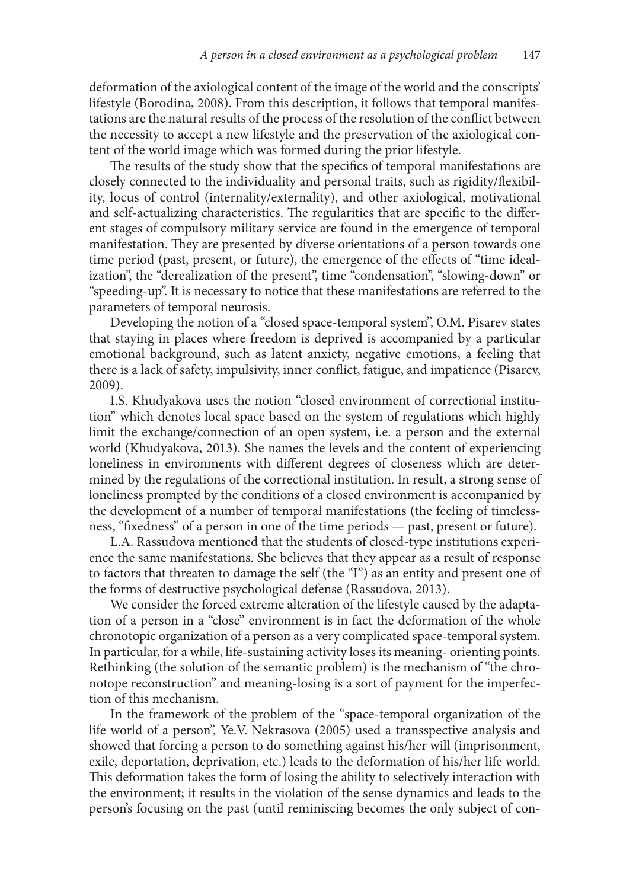deformation of the axiological content of the image of the world and the conscripts' lifestyle (Borodina, 2008). From this description, it follows that temporal manifestations are the natural results of the process of the resolution of the conflict between the necessity to accept a new lifestyle and the preservation of the axiological content of the world image which was formed during the prior lifestyle.

The results of the study show that the specifics of temporal manifestations are closely connected to the individuality and personal traits, such as rigidity/flexibility, locus of control (internality/externality), and other axiological, motivational and self-actualizing characteristics. The regularities that are specific to the different stages of compulsory military service are found in the emergence of temporal manifestation. They are presented by diverse orientations of a person towards one time period (past, present, or future), the emergence of the effects of "time idealization", the "derealization of the present", time "condensation", "slowing-down" or "speeding-up". It is necessary to notice that these manifestations are referred to the parameters of temporal neurosis.

Developing the notion of a "closed space-temporal system", O.M. Pisarev states that staying in places where freedom is deprived is accompanied by a particular emotional background, such as latent anxiety, negative emotions, a feeling that there is a lack of safety, impulsivity, inner conflict, fatigue, and impatience (Pisarev, 2009).

I.S. Khudyakova uses the notion "closed environment of correctional institution" which denotes local space based on the system of regulations which highly limit the exchange/connection of an open system, i.e. a person and the external world (Khudyakova, 2013). She names the levels and the content of experiencing loneliness in environments with different degrees of closeness which are determined by the regulations of the correctional institution. In result, a strong sense of loneliness prompted by the conditions of a closed environment is accompanied by the development of a number of temporal manifestations (the feeling of timelessness, "fixedness" of a person in one of the time periods — past, present or future).

L.A. Rassudova mentioned that the students of closed-type institutions experience the same manifestations. She believes that they appear as a result of response to factors that threaten to damage the self (the "I") as an entity and present one of the forms of destructive psychological defense (Rassudova, 2013).

We consider the forced extreme alteration of the lifestyle caused by the adaptation of a person in a "close" environment is in fact the deformation of the whole chronotopic organization of a person as a very complicated space-temporal system. In particular, for a while, life-sustaining activity loses its meaning- orienting points. Rethinking (the solution of the semantic problem) is the mechanism of "the chronotope reconstruction" and meaning-losing is a sort of payment for the imperfection of this mechanism.

In the framework of the problem of the "space-temporal organization of the life world of a person", Ye.V. Nekrasova (2005) used a transspective analysis and showed that forcing a person to do something against his/her will (imprisonment, exile, deportation, deprivation, etc.) leads to the deformation of his/her life world. This deformation takes the form of losing the ability to selectively interaction with the environment; it results in the violation of the sense dynamics and leads to the person's focusing on the past (until reminiscing becomes the only subject of con-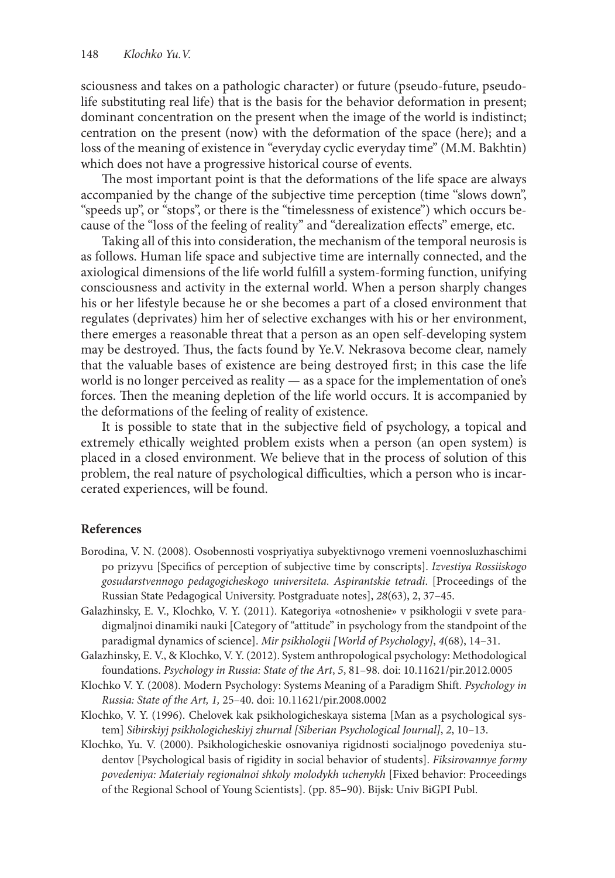sciousness and takes on a pathologic character) or future (pseudo-future, pseudo-life substituting real life) that is the basis for the behavior deformation in present; dominant concentration on the present when the image of the world is indistinct; centration on the present (now) with the deformation of the space (here); and a loss of the meaning of existence in "everyday cyclic everyday time" (M.M. Bakhtin) which does not have a progressive historical course of events.

The most important point is that the deformations of the life space are always accompanied by the change of the subjective time perception (time "slows down", "speeds up", or "stops", or there is the "timelessness of existence") which occurs because of the "loss of the feeling of reality" and "derealization effects" emerge, etc.

Taking all of this into consideration, the mechanism of the temporal neurosis is as follows. Human life space and subjective time are internally connected, and the axiological dimensions of the life world fulfill a system-forming function, unifying consciousness and activity in the external world. When a person sharply changes his or her lifestyle because he or she becomes a part of a closed environment that regulates (deprivates) him her of selective exchanges with his or her environment, there emerges a reasonable threat that a person as an open self-developing system may be destroyed. Thus, the facts found by Ye.V. Nekrasova become clear, namely that the valuable bases of existence are being destroyed first; in this case the life world is no longer perceived as reality — as a space for the implementation of one's forces. Then the meaning depletion of the life world occurs. It is accompanied by the deformations of the feeling of reality of existence.

It is possible to state that in the subjective field of psychology, a topical and extremely ethically weighted problem exists when a person (an open system) is placed in a closed environment. We believe that in the process of solution of this problem, the real nature of psychological difficulties, which a person who is incarcerated experiences, will be found.

## References

Borodina, V. N. (2008). Osobennosti vospriyatiya subyektivnogo vremeni voennosluzhaschimi po prizyvu [Specifics of perception of subjective time by conscripts]. *Izvestiya Rossiiskogo gosudarstvennogo pedagogicheskogo universiteta. Aspirantskie tetradi*. [Proceedings of the Russian State Pedagogical University. Postgraduate notes], *28*(63), 2, 37–45.

Galazhinsky, E. V., Klochko, V. Y. (2011). Kategoriya «otnoshenie» v psikhologii v svete paradigmaljnoi dinamiki nauki [Category of "attitude" in psychology from the standpoint of the paradigmal dynamics of science]. *Mir psikhologii [World of Psychology]*, *4*(68), 14–31.

Galazhinsky, E. V., & Klochko, V. Y. (2012). System anthropological psychology: Methodological foundations. *Psychology in Russia: State of the Art*, *5*, 81–98. doi: 10.11621/pir.2012.0005

Klochko V. Y. (2008). Modern Psychology: Systems Meaning of a Paradigm Shift. *Psychology in Russia: State of the Art, 1,* 25–40. doi: 10.11621/pir.2008.0002

Klochko, V. Y. (1996). Chelovek kak psikhologicheskaya sistema [Man as a psychological system] *Sibirskiyj psikhologicheskiyj zhurnal [Siberian Psychological Journal]*, *2*, 10–13.

Klochko, Yu. V. (2000). Psikhologicheskie osnovaniya rigidnosti socialjnogo povedeniya studentov [Psychological basis of rigidity in social behavior of students]. *Fiksirovannye formy povedeniya: Materialy regionalnoi shkoly molodykh uchenykh* [Fixed behavior: Proceedings of the Regional School of Young Scientists]. (pp. 85–90). Bijsk: Univ BiGPI Publ.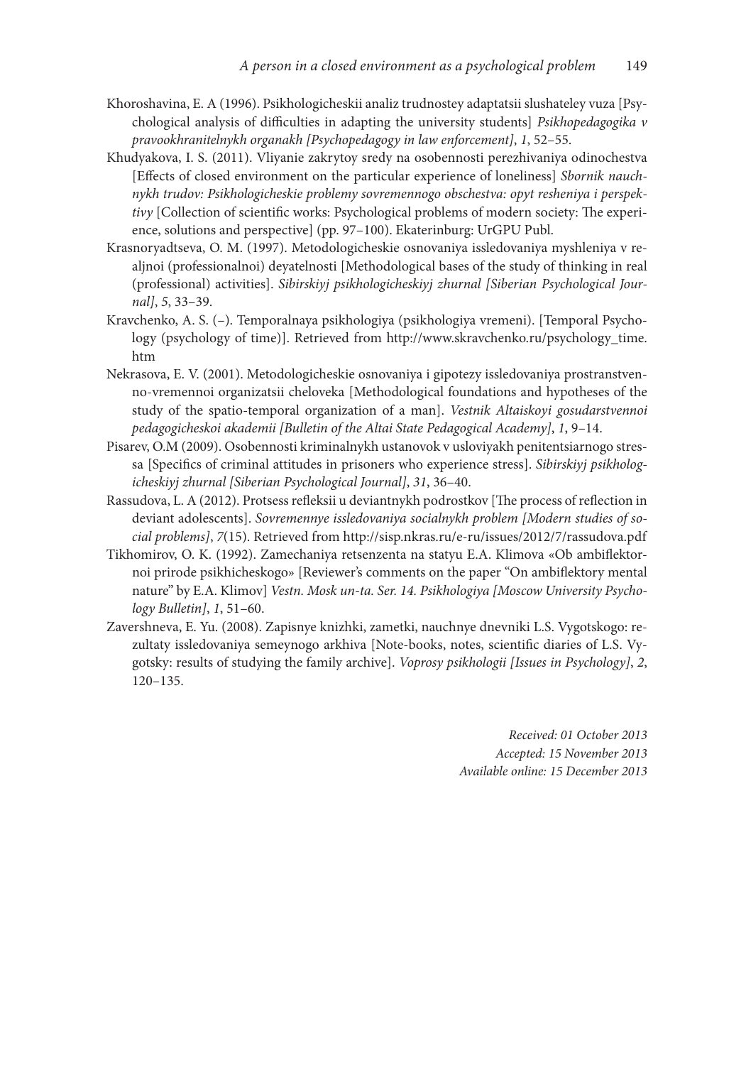Khoroshavina, E. A (1996). Psikhologicheskii analiz trudnostey adaptatsii slushateley vuza [Psychological analysis of difficulties in adapting the university students] *Psikhopedagogika v pravookhranitelnykh organakh [Psychopedagogy in law enforcement]*, *1*, 52–55.

Khudyakova, I. S. (2011). Vliyanie zakrytoy sredy na osobennosti perezhivaniya odinochestva [Effects of closed environment on the particular experience of loneliness] *Sbornik nauchnykh trudov: Psikhologicheskie problemy sovremennogo obschestva: opyt resheniya i perspektivy* [Collection of scientific works: Psychological problems of modern society: The experience, solutions and perspective] (pp. 97–100). Ekaterinburg: UrGPU Publ.

Krasnoryadtseva, O. M. (1997). Metodologicheskie osnovaniya issledovaniya myshleniya v realjnoi (professionalnoi) deyatelnosti [Methodological bases of the study of thinking in real (professional) activities]. *Sibirskiyj psikhologicheskiyj zhurnal [Siberian Psychological Journal]*, *5*, 33–39.

Kravchenko, A. S. (–). Temporalnaya psikhologiya (psikhologiya vremeni). [Temporal Psychology (psychology of time)]. Retrieved from http://www.skravchenko.ru/psychology_time.htm

Nekrasova, E. V. (2001). Metodologicheskie osnovaniya i gipotezy issledovaniya prostranstvenno-vremennoi organizatsii cheloveka [Methodological foundations and hypotheses of the study of the spatio-temporal organization of a man]. *Vestnik Altaiskoyi gosudarstvennoi pedagogicheskoi akademii [Bulletin of the Altai State Pedagogical Academy]*, *1*, 9–14.

Pisarev, O.M (2009). Osobennosti kriminalnykh ustanovok v usloviyakh penitentsiarnogo stressa [Specifics of criminal attitudes in prisoners who experience stress]. *Sibirskiyj psikhologicheskiyj zhurnal [Siberian Psychological Journal]*, *31*, 36–40.

Rassudova, L. A (2012). Protsess refleksii u deviantnykh podrostkov [The process of reflection in deviant adolescents]. *Sovremennye issledovaniya socialnykh problem [Modern studies of social problems]*, *7*(15). Retrieved from http://sisp.nkras.ru/e-ru/issues/2012/7/rassudova.pdf

Tikhomirov, O. K. (1992). Zamechaniya retsenzenta na statyu E.A. Klimova «Ob ambiflektornoi prirode psikhicheskogo» [Reviewer's comments on the paper "On ambiflektory mental nature" by E.A. Klimov] *Vestn. Mosk un-ta. Ser. 14. Psikhologiya [Moscow University Psychology Bulletin]*, *1*, 51–60.

Zavershneva, E. Yu. (2008). Zapisnye knizhki, zametki, nauchnye dnevniki L.S. Vygotskogo: rezultaty issledovaniya semeynogo arkhiva [Note-books, notes, scientific diaries of L.S. Vygotsky: results of studying the family archive]. *Voprosy psikhologii [Issues in Psychology]*, *2*, 120–135.

*Received: 01 October 2013*
*Accepted: 15 November 2013*
*Available online: 15 December 2013*